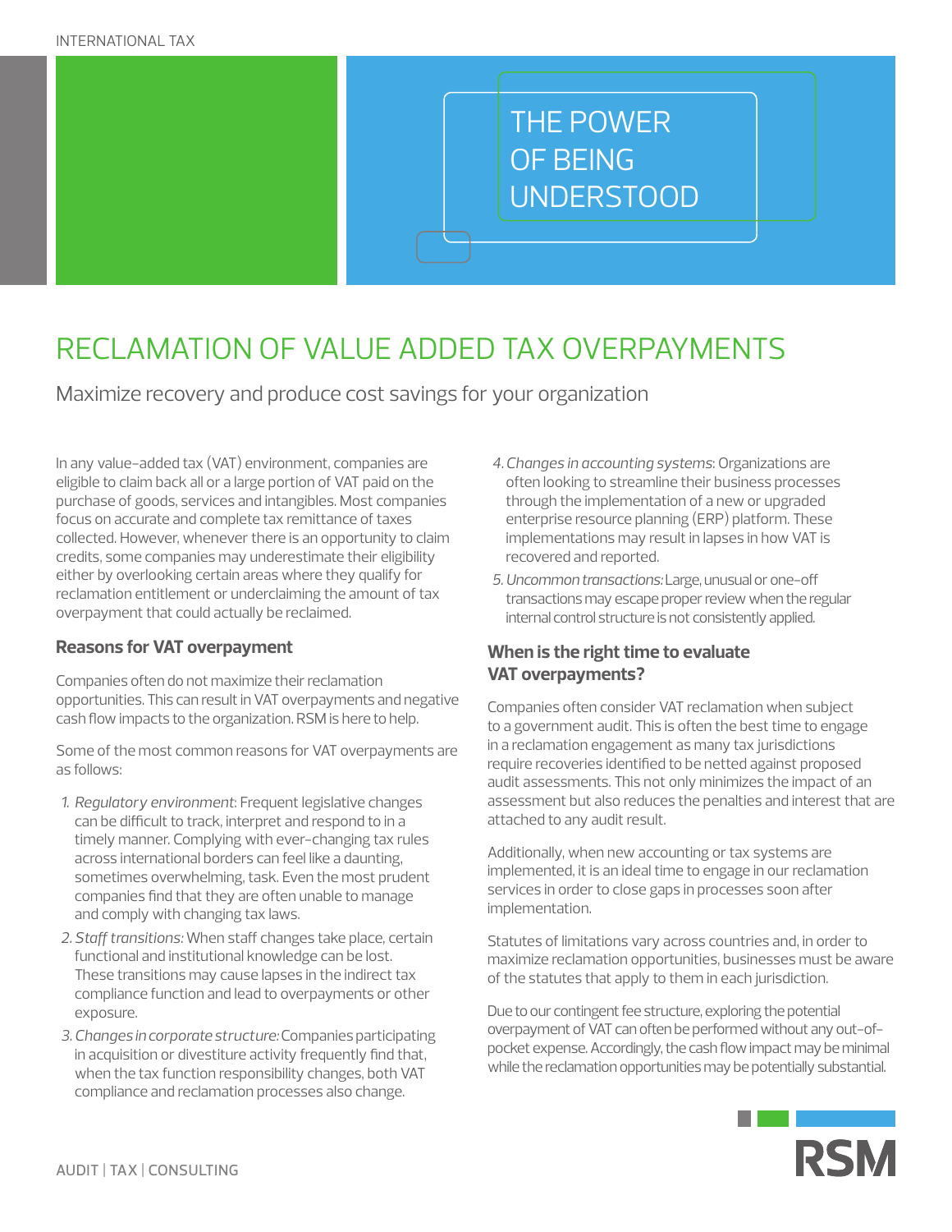# RECLAMATION OF VALUE ADDED TAX OVERPAYMENTS

Maximize recovery and produce cost savings for your organization

In any value-added tax (VAT) environment, companies are eligible to claim back all or a large portion of VAT paid on the purchase of goods, services and intangibles. Most companies focus on accurate and complete tax remittance of taxes collected. However, whenever there is an opportunity to claim credits, some companies may underestimate their eligibility either by overlooking certain areas where they qualify for reclamation entitlement or underclaiming the amount of tax overpayment that could actually be reclaimed.

## Reasons for VAT overpayment

Companies often do not maximize their reclamation opportunities. This can result in VAT overpayments and negative cash flow impacts to the organization. RSM is here to help.

Some of the most common reasons for VAT overpayments are as follows:

1. *Regulatory environment*: Frequent legislative changes can be difficult to track, interpret and respond to in a timely manner. Complying with ever-changing tax rules across international borders can feel like a daunting, sometimes overwhelming, task. Even the most prudent companies find that they are often unable to manage and comply with changing tax laws.
2. *Staff transitions:* When staff changes take place, certain functional and institutional knowledge can be lost. These transitions may cause lapses in the indirect tax compliance function and lead to overpayments or other exposure.
3. *Changes in corporate structure:* Companies participating in acquisition or divestiture activity frequently find that, when the tax function responsibility changes, both VAT compliance and reclamation processes also change.
4. *Changes in accounting systems*: Organizations are often looking to streamline their business processes through the implementation of a new or upgraded enterprise resource planning (ERP) platform. These implementations may result in lapses in how VAT is recovered and reported.
5. *Uncommon transactions:* Large, unusual or one-off transactions may escape proper review when the regular internal control structure is not consistently applied.

## When is the right time to evaluate VAT overpayments?

Companies often consider VAT reclamation when subject to a government audit. This is often the best time to engage in a reclamation engagement as many tax jurisdictions require recoveries identified to be netted against proposed audit assessments. This not only minimizes the impact of an assessment but also reduces the penalties and interest that are attached to any audit result.

Additionally, when new accounting or tax systems are implemented, it is an ideal time to engage in our reclamation services in order to close gaps in processes soon after implementation.

Statutes of limitations vary across countries and, in order to maximize reclamation opportunities, businesses must be aware of the statutes that apply to them in each jurisdiction.

Due to our contingent fee structure, exploring the potential overpayment of VAT can often be performed without any out-of-pocket expense. Accordingly, the cash flow impact may be minimal while the reclamation opportunities may be potentially substantial.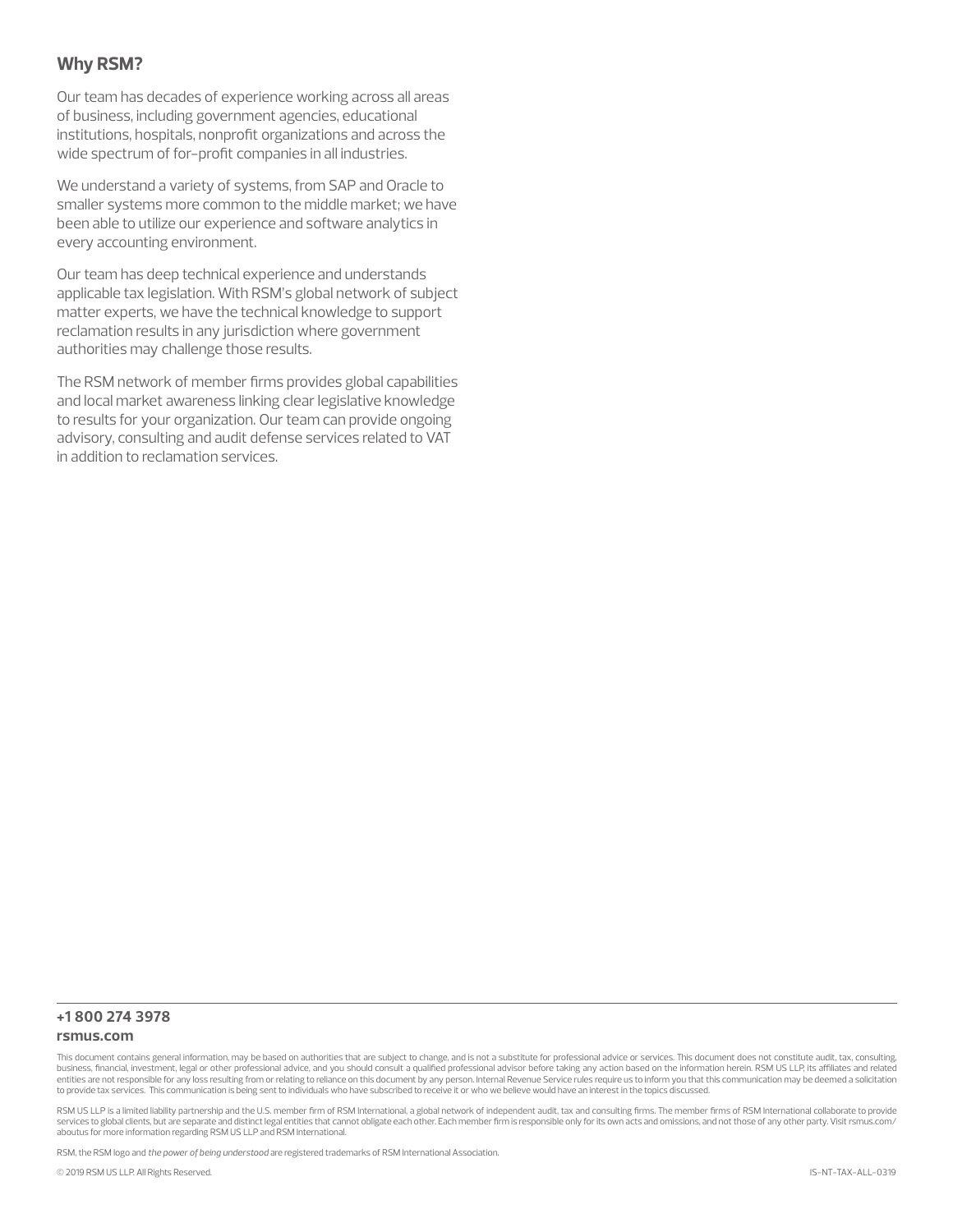## Why RSM?

Our team has decades of experience working across all areas of business, including government agencies, educational institutions, hospitals, nonprofit organizations and across the wide spectrum of for-profit companies in all industries.

We understand a variety of systems, from SAP and Oracle to smaller systems more common to the middle market; we have been able to utilize our experience and software analytics in every accounting environment.

Our team has deep technical experience and understands applicable tax legislation. With RSM's global network of subject matter experts, we have the technical knowledge to support reclamation results in any jurisdiction where government authorities may challenge those results.

The RSM network of member firms provides global capabilities and local market awareness linking clear legislative knowledge to results for your organization. Our team can provide ongoing advisory, consulting and audit defense services related to VAT in addition to reclamation services.

**+1 800 274 3978**
**rsmus.com**

This document contains general information, may be based on authorities that are subject to change, and is not a substitute for professional advice or services. This document does not constitute audit, tax, consulting, business, financial, investment, legal or other professional advice, and you should consult a qualified professional advisor before taking any action based on the information herein. RSM US LLP, its affiliates and related entities are not responsible for any loss resulting from or relating to reliance on this document by any person. Internal Revenue Service rules require us to inform you that this communication may be deemed a solicitation to provide tax services. This communication is being sent to individuals who have subscribed to receive it or who we believe would have an interest in the topics discussed.

RSM US LLP is a limited liability partnership and the U.S. member firm of RSM International, a global network of independent audit, tax and consulting firms. The member firms of RSM International collaborate to provide services to global clients, but are separate and distinct legal entities that cannot obligate each other. Each member firm is responsible only for its own acts and omissions, and not those of any other party. Visit rsmus.com/aboutus for more information regarding RSM US LLP and RSM International.

RSM, the RSM logo and *the power of being understood* are registered trademarks of RSM International Association.

© 2019 RSM US LLP. All Rights Reserved.

IS-NT-TAX-ALL-0319